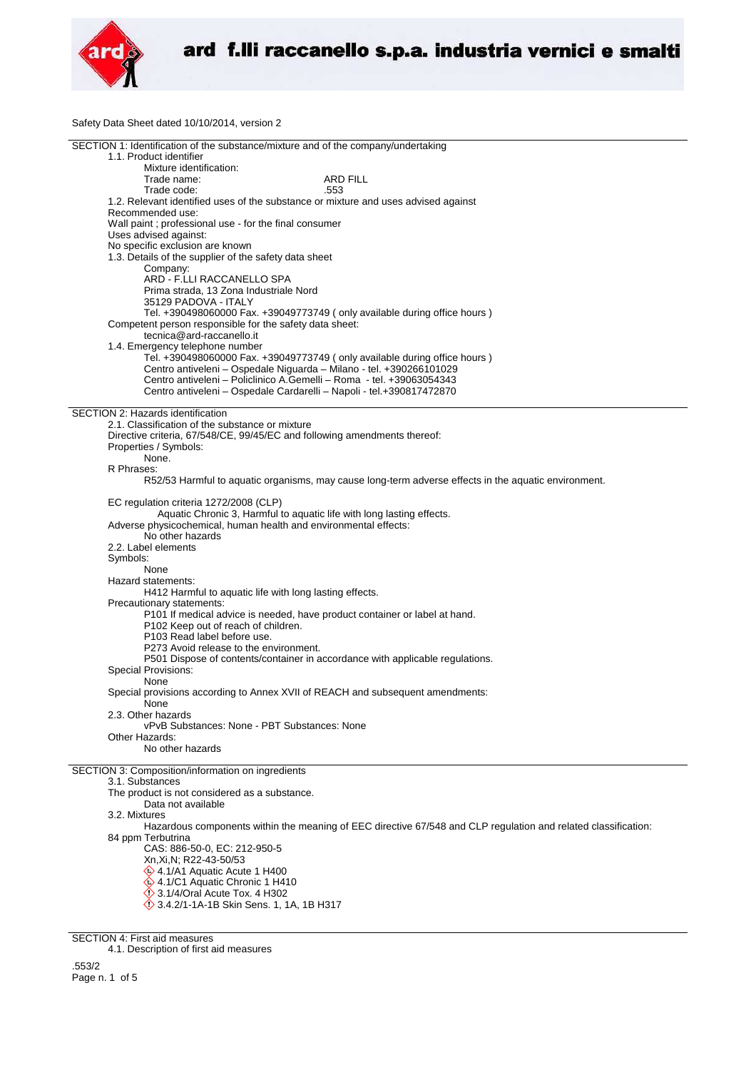Safety Data Sheet dated 10/10/2014, version 2

## SECTION 1: Identification of the substance/mixture and of the company/undertaking

1.1. Product identifier

Mixture identification:

Trade name: ARD FILL

Trade code: .553

1.2. Relevant identified uses of the substance or mixture and uses advised against

Recommended use:

Wall paint ; professional use - for the final consumer

Uses advised against:

No specific exclusion are known

1.3. Details of the supplier of the safety data sheet

Company:

ARD - F.LLI RACCANELLO SPA

Prima strada, 13 Zona Industriale Nord

35129 PADOVA - ITALY

Tel. +390498060000 Fax. +39049773749 ( only available during office hours )

Competent person responsible for the safety data sheet:

tecnica@ard-raccanello.it

1.4. Emergency telephone number

Tel. +390498060000 Fax. +39049773749 ( only available during office hours )

Centro antiveleni – Ospedale Niguarda – Milano - tel. +390266101029

Centro antiveleni – Policlinico A.Gemelli – Roma - tel. +39063054343

Centro antiveleni – Ospedale Cardarelli – Napoli - tel.+390817472870

## SECTION 2: Hazards identification

2.1. Classification of the substance or mixture

Directive criteria, 67/548/CE, 99/45/EC and following amendments thereof:

Properties / Symbols:

None.

R Phrases:

R52/53 Harmful to aquatic organisms, may cause long-term adverse effects in the aquatic environment.

EC regulation criteria 1272/2008 (CLP)

Aquatic Chronic 3, Harmful to aquatic life with long lasting effects.

Adverse physicochemical, human health and environmental effects:

No other hazards

2.2. Label elements

Symbols:

None

Hazard statements:

H412 Harmful to aquatic life with long lasting effects.

Precautionary statements:

P101 If medical advice is needed, have product container or label at hand.

P102 Keep out of reach of children.

P103 Read label before use.

P273 Avoid release to the environment.

P501 Dispose of contents/container in accordance with applicable regulations.

Special Provisions:

None

Special provisions according to Annex XVII of REACH and subsequent amendments:

None

2.3. Other hazards

vPvB Substances: None - PBT Substances: None

Other Hazards:

No other hazards

## SECTION 3: Composition/information on ingredients

3.1. Substances

The product is not considered as a substance.

Data not available

3.2. Mixtures

Hazardous components within the meaning of EEC directive 67/548 and CLP regulation and related classification:

84 ppm Terbutrina

CAS: 886-50-0, EC: 212-950-5

Xn,Xi,N; R22-43-50/53

4.1/A1 Aquatic Acute 1 H400

4.1/C1 Aquatic Chronic 1 H410

3.1/4/Oral Acute Tox. 4 H302

3.4.2/1-1A-1B Skin Sens. 1, 1A, 1B H317

## SECTION 4: First aid measures

4.1. Description of first aid measures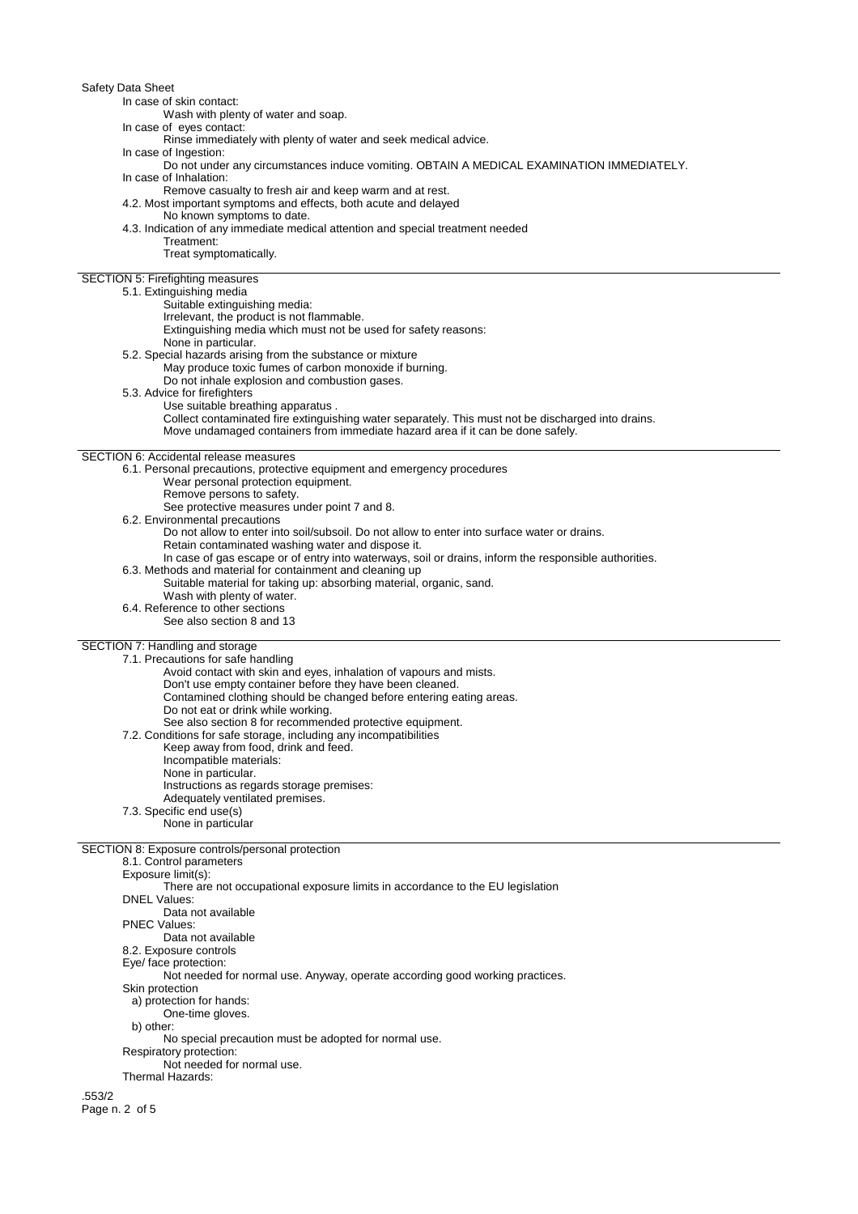In case of skin contact:

Wash with plenty of water and soap.

In case of eyes contact:

Rinse immediately with plenty of water and seek medical advice.

In case of Ingestion:

Do not under any circumstances induce vomiting. OBTAIN A MEDICAL EXAMINATION IMMEDIATELY.

In case of Inhalation:

Remove casualty to fresh air and keep warm and at rest.

4.2. Most important symptoms and effects, both acute and delayed

No known symptoms to date.

4.3. Indication of any immediate medical attention and special treatment needed

Treatment:

Treat symptomatically.

## SECTION 5: Firefighting measures

5.1. Extinguishing media

Suitable extinguishing media:

Irrelevant, the product is not flammable.

Extinguishing media which must not be used for safety reasons:

None in particular.

5.2. Special hazards arising from the substance or mixture

May produce toxic fumes of carbon monoxide if burning.

Do not inhale explosion and combustion gases.

5.3. Advice for firefighters

Use suitable breathing apparatus .

Collect contaminated fire extinguishing water separately. This must not be discharged into drains.

Move undamaged containers from immediate hazard area if it can be done safely.

## SECTION 6: Accidental release measures

6.1. Personal precautions, protective equipment and emergency procedures

Wear personal protection equipment.

Remove persons to safety.

See protective measures under point 7 and 8.

6.2. Environmental precautions

Do not allow to enter into soil/subsoil. Do not allow to enter into surface water or drains.

Retain contaminated washing water and dispose it.

In case of gas escape or of entry into waterways, soil or drains, inform the responsible authorities.

6.3. Methods and material for containment and cleaning up

Suitable material for taking up: absorbing material, organic, sand.

Wash with plenty of water.

6.4. Reference to other sections

See also section 8 and 13

## SECTION 7: Handling and storage

7.1. Precautions for safe handling

Avoid contact with skin and eyes, inhalation of vapours and mists.

Don't use empty container before they have been cleaned.

Contamined clothing should be changed before entering eating areas.

Do not eat or drink while working.

See also section 8 for recommended protective equipment.

7.2. Conditions for safe storage, including any incompatibilities

Keep away from food, drink and feed.

Incompatible materials:

None in particular.

Instructions as regards storage premises:

Adequately ventilated premises.

7.3. Specific end use(s)

None in particular

## SECTION 8: Exposure controls/personal protection

8.1. Control parameters

Exposure limit(s):

There are not occupational exposure limits in accordance to the EU legislation

DNEL Values:

Data not available

PNEC Values:

Data not available

8.2. Exposure controls

Eye/ face protection:

Not needed for normal use. Anyway, operate according good working practices.

Skin protection

a) protection for hands:

One-time gloves.

b) other:

No special precaution must be adopted for normal use.

Respiratory protection:

Not needed for normal use.

Thermal Hazards: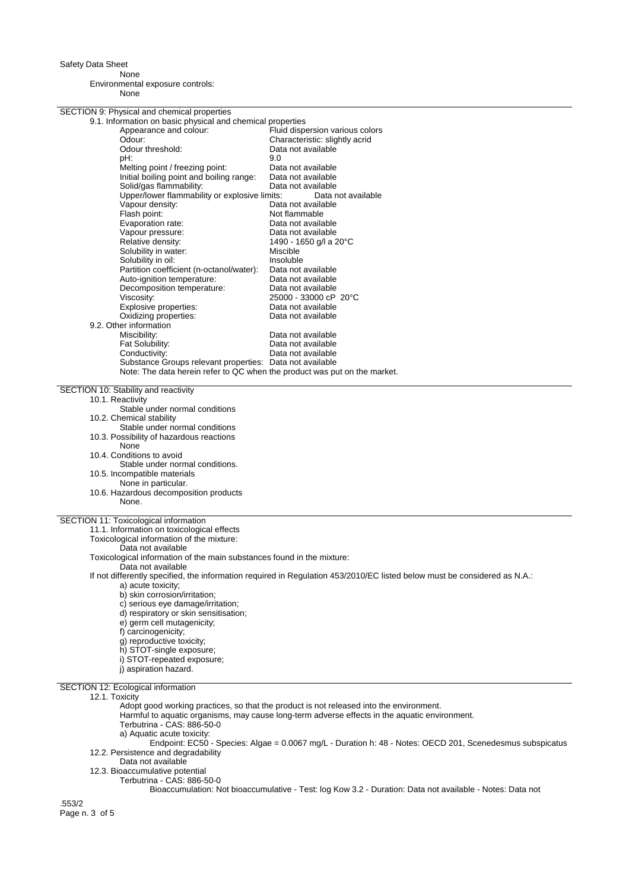None

Environmental exposure controls:

None

## SECTION 9: Physical and chemical properties

9.1. Information on basic physical and chemical properties

| | |
|---|---|
| Appearance and colour: | Fluid dispersion various colors |
| Odour: | Characteristic: slightly acrid |
| Odour threshold: | Data not available |
| pH: | 9.0 |
| Melting point / freezing point: | Data not available |
| Initial boiling point and boiling range: | Data not available |
| Solid/gas flammability: | Data not available |
| Upper/lower flammability or explosive limits: | Data not available |
| Vapour density: | Data not available |
| Flash point: | Not flammable |
| Evaporation rate: | Data not available |
| Vapour pressure: | Data not available |
| Relative density: | 1490 - 1650 g/l a 20°C |
| Solubility in water: | Miscible |
| Solubility in oil: | Insoluble |
| Partition coefficient (n-octanol/water): | Data not available |
| Auto-ignition temperature: | Data not available |
| Decomposition temperature: | Data not available |
| Viscosity: | 25000 - 33000 cP 20°C |
| Explosive properties: | Data not available |
| Oxidizing properties: | Data not available |

9.2. Other information

| | |
|---|---|
| Miscibility: | Data not available |
| Fat Solubility: | Data not available |
| Conductivity: | Data not available |
| Substance Groups relevant properties: | Data not available |

Note: The data herein refer to QC when the product was put on the market.

## SECTION 10: Stability and reactivity

10.1. Reactivity

Stable under normal conditions

10.2. Chemical stability

Stable under normal conditions

10.3. Possibility of hazardous reactions

None

10.4. Conditions to avoid

Stable under normal conditions.

10.5. Incompatible materials

None in particular.

10.6. Hazardous decomposition products

None.

## SECTION 11: Toxicological information

11.1. Information on toxicological effects

Toxicological information of the mixture:

Data not available

Toxicological information of the main substances found in the mixture:

Data not available

If not differently specified, the information required in Regulation 453/2010/EC listed below must be considered as N.A.:

a) acute toxicity;
b) skin corrosion/irritation;
c) serious eye damage/irritation;
d) respiratory or skin sensitisation;
e) germ cell mutagenicity;
f) carcinogenicity;
g) reproductive toxicity;
h) STOT-single exposure;
i) STOT-repeated exposure;
j) aspiration hazard.

## SECTION 12: Ecological information

12.1. Toxicity

Adopt good working practices, so that the product is not released into the environment.

Harmful to aquatic organisms, may cause long-term adverse effects in the aquatic environment.

Terbutrina - CAS: 886-50-0

a) Aquatic acute toxicity:

Endpoint: EC50 - Species: Algae = 0.0067 mg/L - Duration h: 48 - Notes: OECD 201, Scenedesmus subspicatus

12.2. Persistence and degradability

Data not available

12.3. Bioaccumulative potential

Terbutrina - CAS: 886-50-0

Bioaccumulation: Not bioaccumulative - Test: log Kow 3.2 - Duration: Data not available - Notes: Data not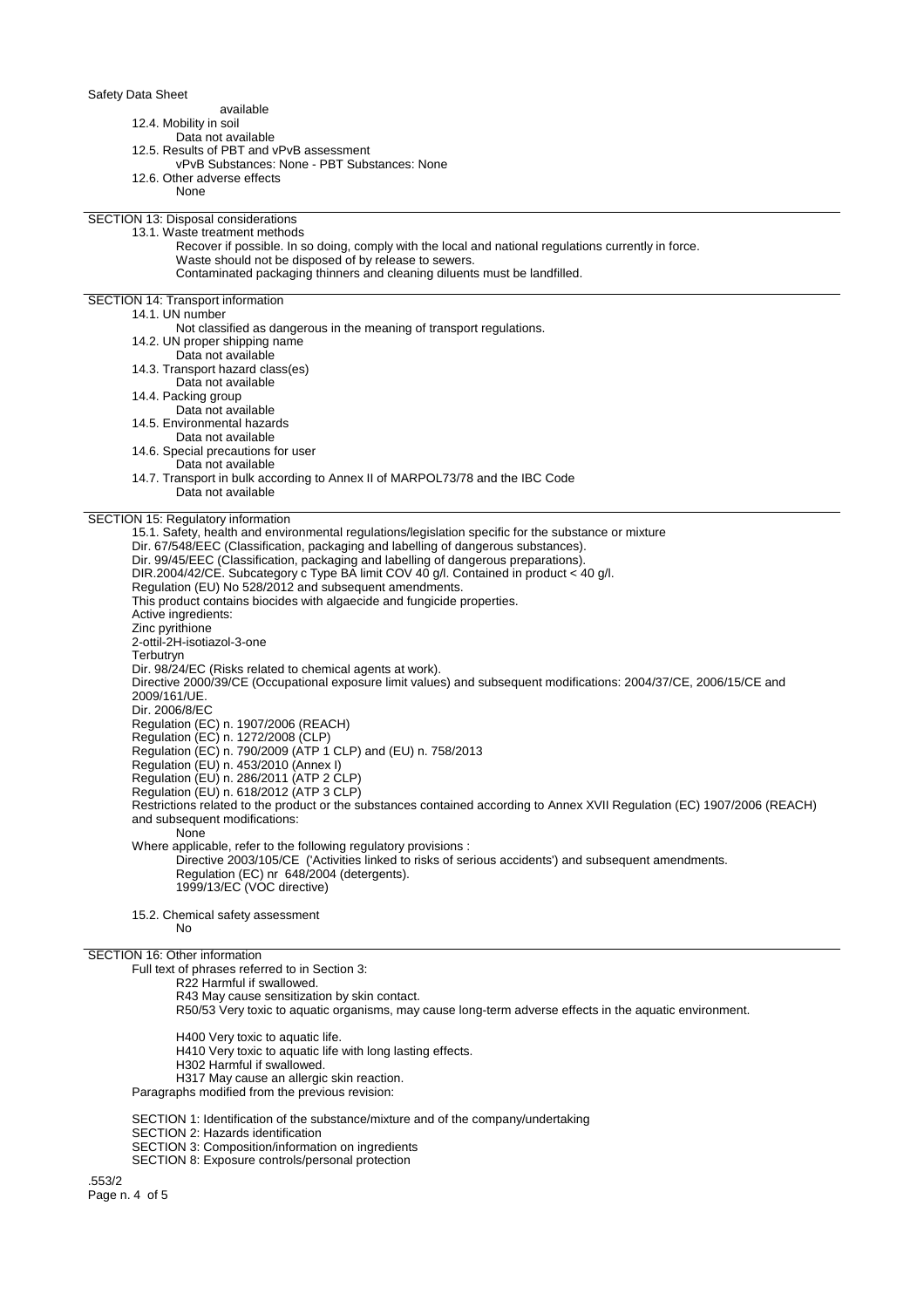available

12.4. Mobility in soil

Data not available

12.5. Results of PBT and vPvB assessment

vPvB Substances: None - PBT Substances: None

12.6. Other adverse effects

None

## SECTION 13: Disposal considerations

13.1. Waste treatment methods

Recover if possible. In so doing, comply with the local and national regulations currently in force.
Waste should not be disposed of by release to sewers.
Contaminated packaging thinners and cleaning diluents must be landfilled.

## SECTION 14: Transport information

14.1. UN number

Not classified as dangerous in the meaning of transport regulations.

14.2. UN proper shipping name

Data not available

14.3. Transport hazard class(es)

Data not available

14.4. Packing group

Data not available

14.5. Environmental hazards

Data not available

14.6. Special precautions for user

Data not available

14.7. Transport in bulk according to Annex II of MARPOL73/78 and the IBC Code

Data not available

## SECTION 15: Regulatory information

15.1. Safety, health and environmental regulations/legislation specific for the substance or mixture

Dir. 67/548/EEC (Classification, packaging and labelling of dangerous substances).
Dir. 99/45/EEC (Classification, packaging and labelling of dangerous preparations).
DIR.2004/42/CE. Subcategory c Type BA limit COV 40 g/l. Contained in product < 40 g/l.
Regulation (EU) No 528/2012 and subsequent amendments.
This product contains biocides with algaecide and fungicide properties.
Active ingredients:
Zinc pyrithione
2-ottil-2H-isotiazol-3-one
Terbutryn
Dir. 98/24/EC (Risks related to chemical agents at work).
Directive 2000/39/CE (Occupational exposure limit values) and subsequent modifications: 2004/37/CE, 2006/15/CE and 2009/161/UE.
Dir. 2006/8/EC
Regulation (EC) n. 1907/2006 (REACH)
Regulation (EC) n. 1272/2008 (CLP)
Regulation (EC) n. 790/2009 (ATP 1 CLP) and (EU) n. 758/2013
Regulation (EU) n. 453/2010 (Annex I)
Regulation (EU) n. 286/2011 (ATP 2 CLP)
Regulation (EU) n. 618/2012 (ATP 3 CLP)
Restrictions related to the product or the substances contained according to Annex XVII Regulation (EC) 1907/2006 (REACH) and subsequent modifications:

None

Where applicable, refer to the following regulatory provisions :

Directive 2003/105/CE ('Activities linked to risks of serious accidents') and subsequent amendments.
Regulation (EC) nr 648/2004 (detergents).
1999/13/EC (VOC directive)

15.2. Chemical safety assessment

No

## SECTION 16: Other information

Full text of phrases referred to in Section 3:

R22 Harmful if swallowed.
R43 May cause sensitization by skin contact.
R50/53 Very toxic to aquatic organisms, may cause long-term adverse effects in the aquatic environment.

H400 Very toxic to aquatic life.
H410 Very toxic to aquatic life with long lasting effects.
H302 Harmful if swallowed.
H317 May cause an allergic skin reaction.

Paragraphs modified from the previous revision:

SECTION 1: Identification of the substance/mixture and of the company/undertaking
SECTION 2: Hazards identification
SECTION 3: Composition/information on ingredients
SECTION 8: Exposure controls/personal protection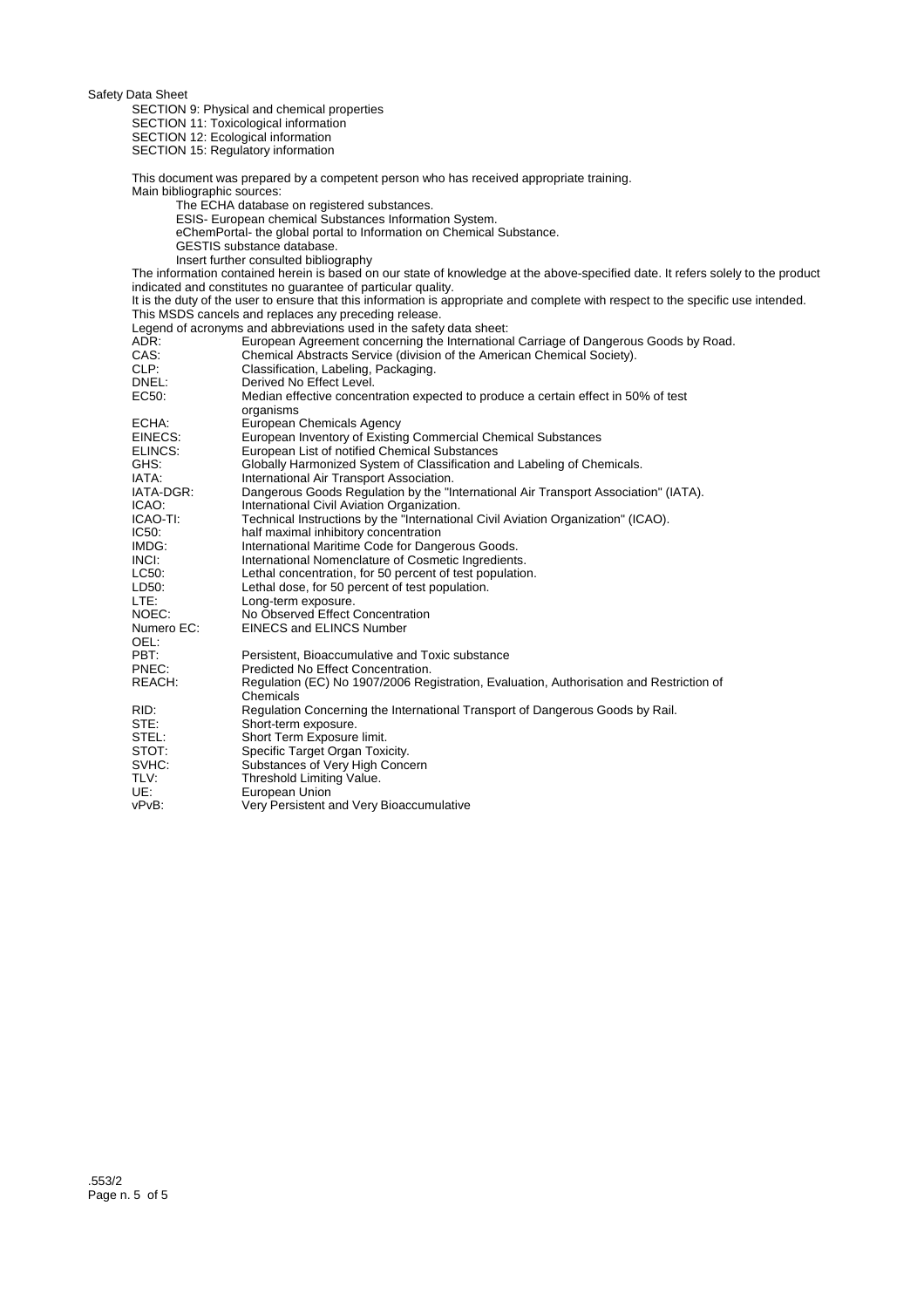Safety Data Sheet

SECTION 9: Physical and chemical properties
SECTION 11: Toxicological information
SECTION 12: Ecological information
SECTION 15: Regulatory information

This document was prepared by a competent person who has received appropriate training.

Main bibliographic sources:

- The ECHA database on registered substances.
- ESIS- European chemical Substances Information System.
- eChemPortal- the global portal to Information on Chemical Substance.
- GESTIS substance database.
- Insert further consulted bibliography

The information contained herein is based on our state of knowledge at the above-specified date. It refers solely to the product indicated and constitutes no guarantee of particular quality.

It is the duty of the user to ensure that this information is appropriate and complete with respect to the specific use intended.

This MSDS cancels and replaces any preceding release.

Legend of acronyms and abbreviations used in the safety data sheet:

| | |
|---|---|
| ADR: | European Agreement concerning the International Carriage of Dangerous Goods by Road. |
| CAS: | Chemical Abstracts Service (division of the American Chemical Society). |
| CLP: | Classification, Labeling, Packaging. |
| DNEL: | Derived No Effect Level. |
| EC50: | Median effective concentration expected to produce a certain effect in 50% of test organisms |
| ECHA: | European Chemicals Agency |
| EINECS: | European Inventory of Existing Commercial Chemical Substances |
| ELINCS: | European List of notified Chemical Substances |
| GHS: | Globally Harmonized System of Classification and Labeling of Chemicals. |
| IATA: | International Air Transport Association. |
| IATA-DGR: | Dangerous Goods Regulation by the "International Air Transport Association" (IATA). |
| ICAO: | International Civil Aviation Organization. |
| ICAO-TI: | Technical Instructions by the "International Civil Aviation Organization" (ICAO). |
| IC50: | half maximal inhibitory concentration |
| IMDG: | International Maritime Code for Dangerous Goods. |
| INCI: | International Nomenclature of Cosmetic Ingredients. |
| LC50: | Lethal concentration, for 50 percent of test population. |
| LD50: | Lethal dose, for 50 percent of test population. |
| LTE: | Long-term exposure. |
| NOEC: | No Observed Effect Concentration |
| Numero EC: | EINECS and ELINCS Number |
| OEL: | |
| PBT: | Persistent, Bioaccumulative and Toxic substance |
| PNEC: | Predicted No Effect Concentration. |
| REACH: | Regulation (EC) No 1907/2006 Registration, Evaluation, Authorisation and Restriction of Chemicals |
| RID: | Regulation Concerning the International Transport of Dangerous Goods by Rail. |
| STE: | Short-term exposure. |
| STEL: | Short Term Exposure limit. |
| STOT: | Specific Target Organ Toxicity. |
| SVHC: | Substances of Very High Concern |
| TLV: | Threshold Limiting Value. |
| UE: | European Union |
| vPvB: | Very Persistent and Very Bioaccumulative |

.553/2